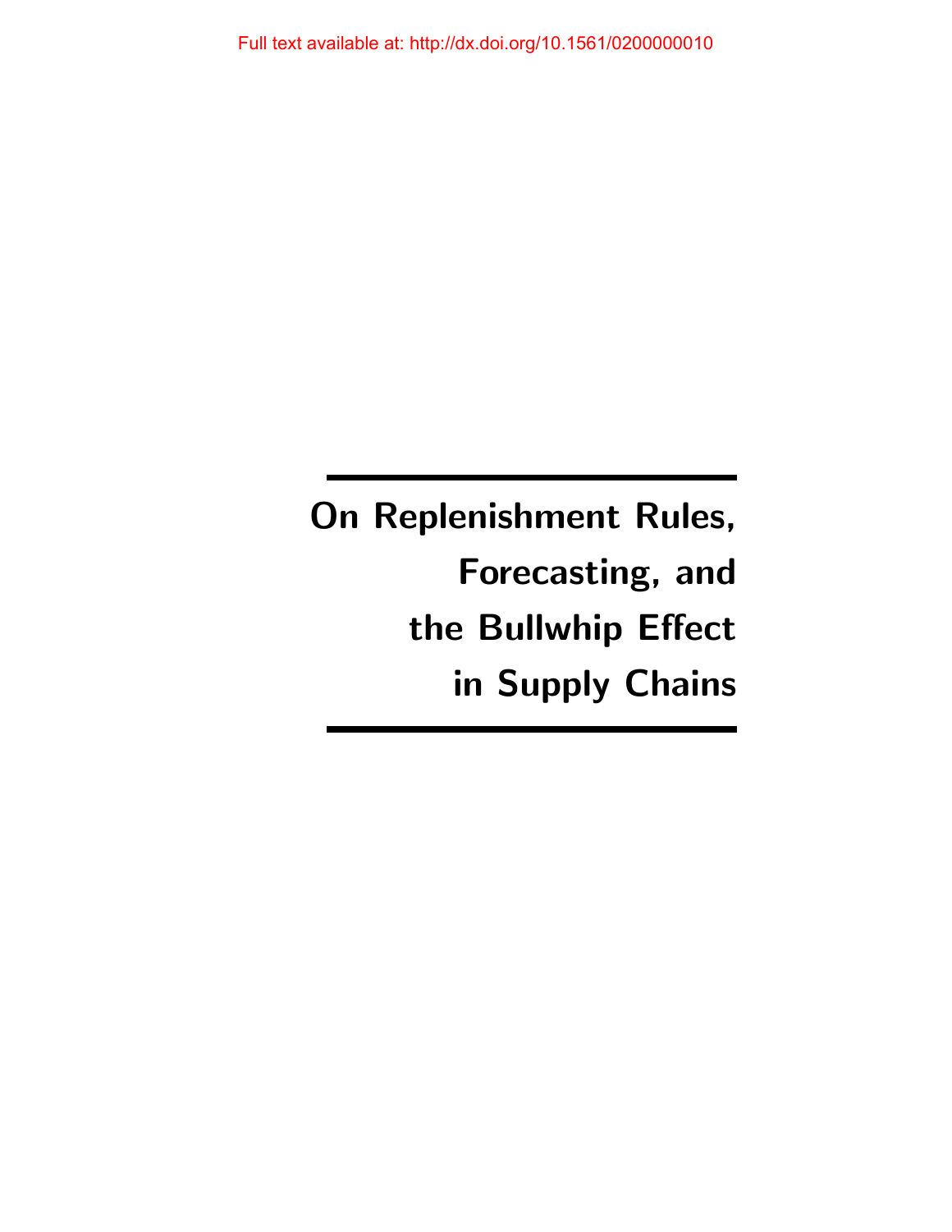Full text available at: http://dx.doi.org/10.1561/0200000010

# On Replenishment Rules, Forecasting, and the Bullwhip Effect in Supply Chains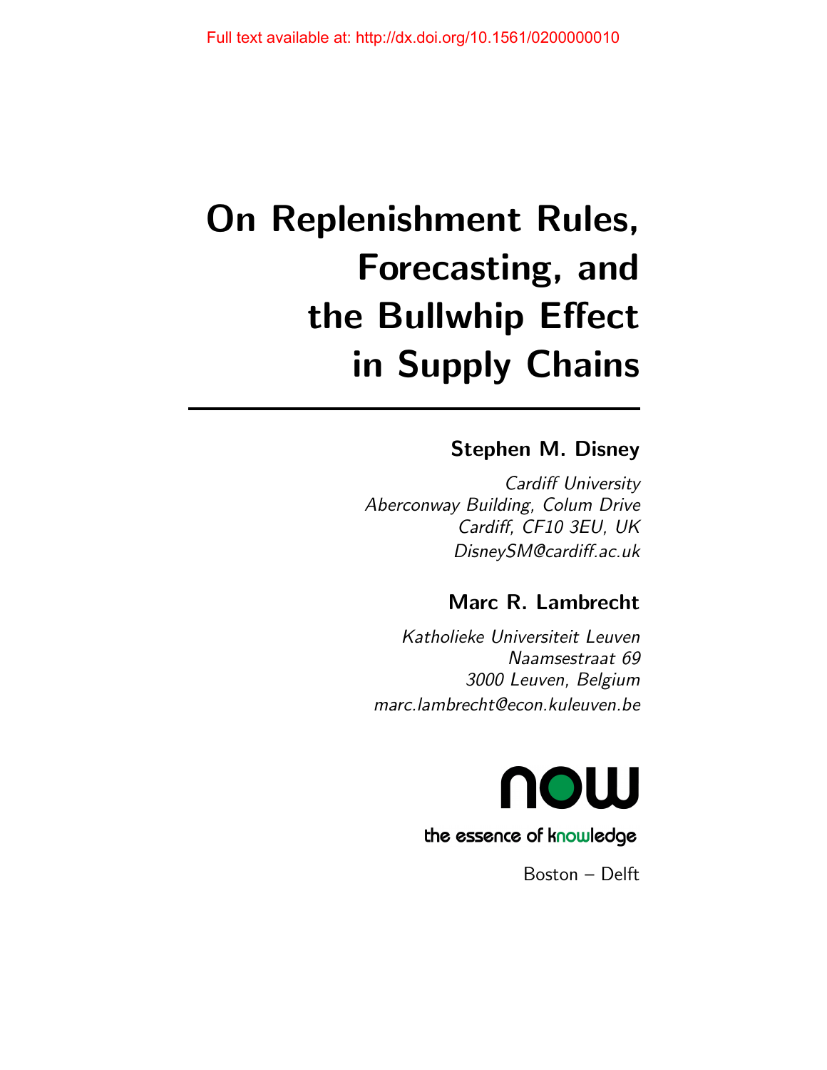# On Replenishment Rules, Forecasting, and the Bullwhip Effect in Supply Chains

**Stephen M. Disney**

*Cardiff University*
*Aberconway Building, Colum Drive*
*Cardiff, CF10 3EU, UK*
*DisneySM@cardiff.ac.uk*

**Marc R. Lambrecht**

*Katholieke Universiteit Leuven*
*Naamsestraat 69*
*3000 Leuven, Belgium*
*marc.lambrecht@econ.kuleuven.be*

now

the essence of knowledge

Boston – Delft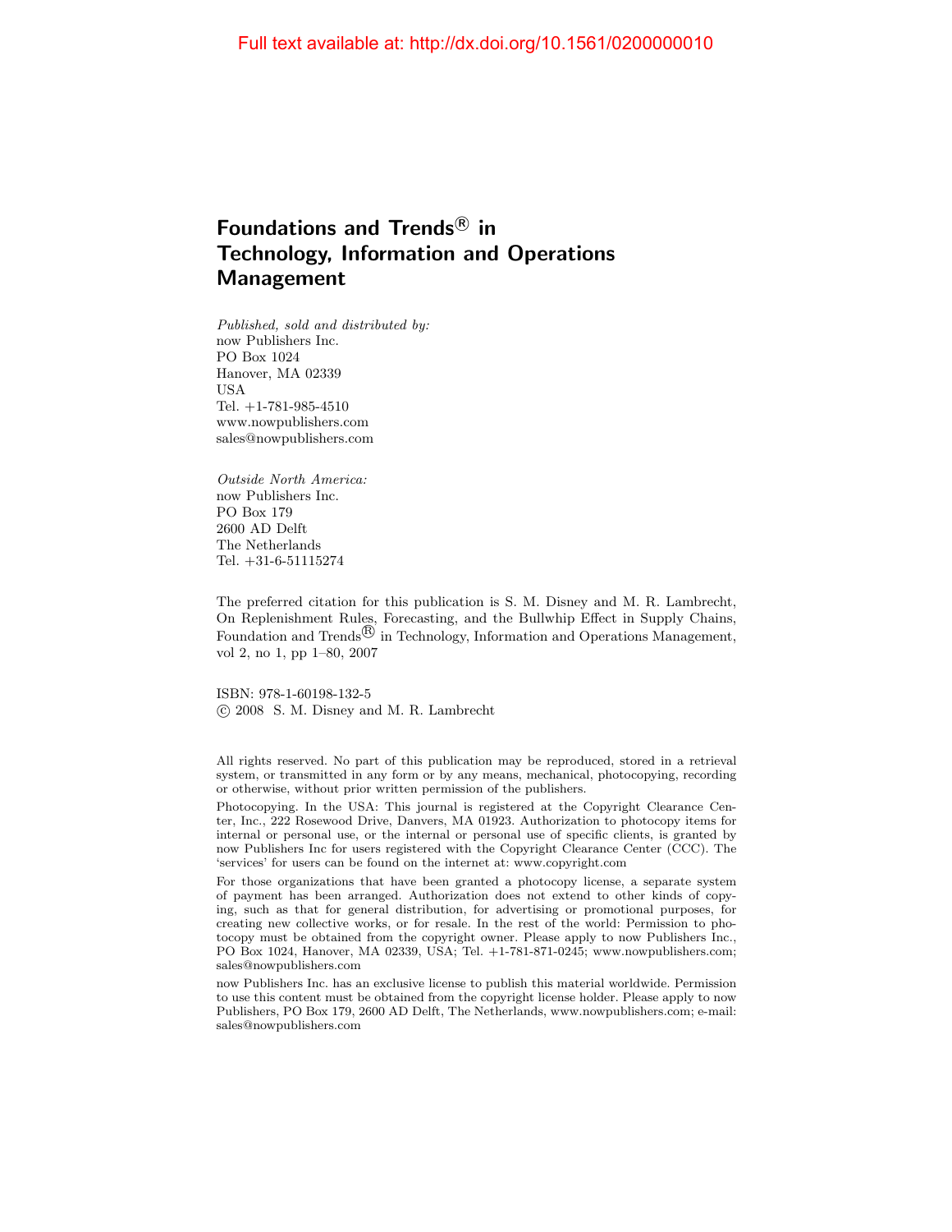Full text available at: http://dx.doi.org/10.1561/0200000010

# Foundations and Trends® in Technology, Information and Operations Management

*Published, sold and distributed by:*
now Publishers Inc.
PO Box 1024
Hanover, MA 02339
USA
Tel. +1-781-985-4510
www.nowpublishers.com
sales@nowpublishers.com

*Outside North America:*
now Publishers Inc.
PO Box 179
2600 AD Delft
The Netherlands
Tel. +31-6-51115274

The preferred citation for this publication is S. M. Disney and M. R. Lambrecht, On Replenishment Rules, Forecasting, and the Bullwhip Effect in Supply Chains, Foundation and Trends® in Technology, Information and Operations Management, vol 2, no 1, pp 1–80, 2007

ISBN: 978-1-60198-132-5
© 2008 S. M. Disney and M. R. Lambrecht

All rights reserved. No part of this publication may be reproduced, stored in a retrieval system, or transmitted in any form or by any means, mechanical, photocopying, recording or otherwise, without prior written permission of the publishers.

Photocopying. In the USA: This journal is registered at the Copyright Clearance Center, Inc., 222 Rosewood Drive, Danvers, MA 01923. Authorization to photocopy items for internal or personal use, or the internal or personal use of specific clients, is granted by now Publishers Inc for users registered with the Copyright Clearance Center (CCC). The 'services' for users can be found on the internet at: www.copyright.com

For those organizations that have been granted a photocopy license, a separate system of payment has been arranged. Authorization does not extend to other kinds of copying, such as that for general distribution, for advertising or promotional purposes, for creating new collective works, or for resale. In the rest of the world: Permission to photocopy must be obtained from the copyright owner. Please apply to now Publishers Inc., PO Box 1024, Hanover, MA 02339, USA; Tel. +1-781-871-0245; www.nowpublishers.com; sales@nowpublishers.com

now Publishers Inc. has an exclusive license to publish this material worldwide. Permission to use this content must be obtained from the copyright license holder. Please apply to now Publishers, PO Box 179, 2600 AD Delft, The Netherlands, www.nowpublishers.com; e-mail: sales@nowpublishers.com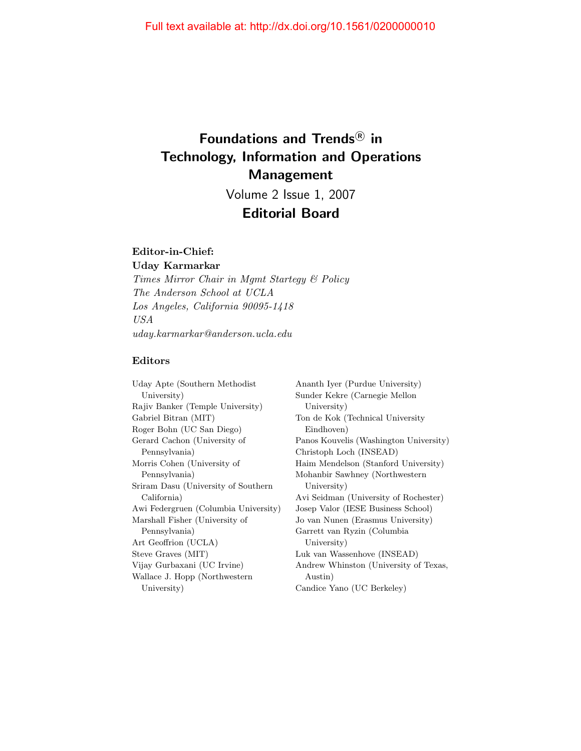# Foundations and Trends® in Technology, Information and Operations Management

Volume 2 Issue 1, 2007

## Editorial Board

**Editor-in-Chief:**

**Uday Karmarkar**

*Times Mirror Chair in Mgmt Startegy & Policy*
*The Anderson School at UCLA*
*Los Angeles, California 90095-1418*
*USA*
*uday.karmarkar@anderson.ucla.edu*

**Editors**

Uday Apte (Southern Methodist University)
Rajiv Banker (Temple University)
Gabriel Bitran (MIT)
Roger Bohn (UC San Diego)
Gerard Cachon (University of Pennsylvania)
Morris Cohen (University of Pennsylvania)
Sriram Dasu (University of Southern California)
Awi Federgruen (Columbia University)
Marshall Fisher (University of Pennsylvania)
Art Geoffrion (UCLA)
Steve Graves (MIT)
Vijay Gurbaxani (UC Irvine)
Wallace J. Hopp (Northwestern University)
Ananth Iyer (Purdue University)
Sunder Kekre (Carnegie Mellon University)
Ton de Kok (Technical University Eindhoven)
Panos Kouvelis (Washington University)
Christoph Loch (INSEAD)
Haim Mendelson (Stanford University)
Mohanbir Sawhney (Northwestern University)
Avi Seidman (University of Rochester)
Josep Valor (IESE Business School)
Jo van Nunen (Erasmus University)
Garrett van Ryzin (Columbia University)
Luk van Wassenhove (INSEAD)
Andrew Whinston (University of Texas, Austin)
Candice Yano (UC Berkeley)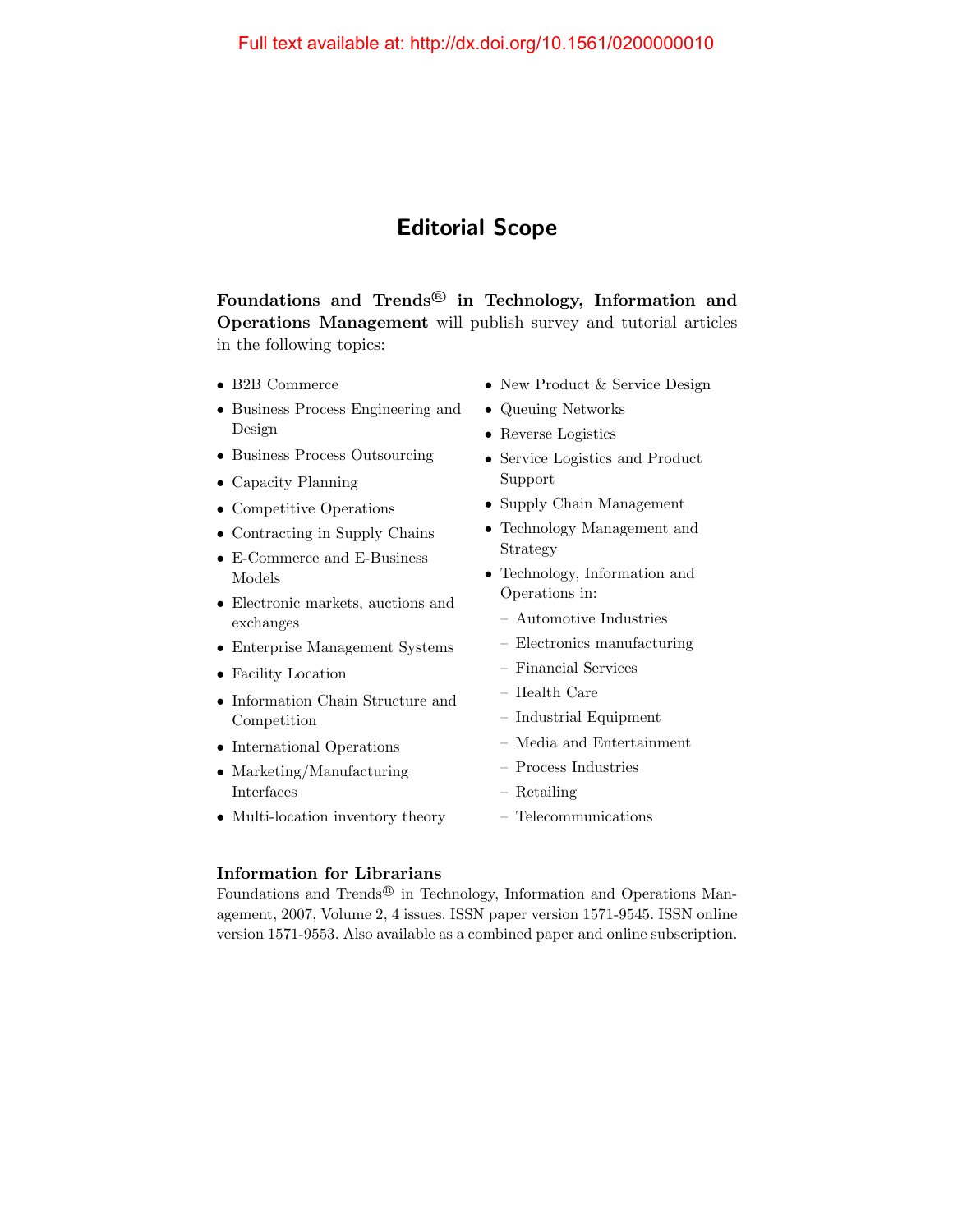# Editorial Scope

**Foundations and Trends® in Technology, Information and Operations Management** will publish survey and tutorial articles in the following topics:

- B2B Commerce
- Business Process Engineering and Design
- Business Process Outsourcing
- Capacity Planning
- Competitive Operations
- Contracting in Supply Chains
- E-Commerce and E-Business Models
- Electronic markets, auctions and exchanges
- Enterprise Management Systems
- Facility Location
- Information Chain Structure and Competition
- International Operations
- Marketing/Manufacturing Interfaces
- Multi-location inventory theory
- New Product & Service Design
- Queuing Networks
- Reverse Logistics
- Service Logistics and Product Support
- Supply Chain Management
- Technology Management and Strategy
- Technology, Information and Operations in:
  - Automotive Industries
  - Electronics manufacturing
  - Financial Services
  - Health Care
  - Industrial Equipment
  - Media and Entertainment
  - Process Industries
  - Retailing
  - Telecommunications

### Information for Librarians

Foundations and Trends® in Technology, Information and Operations Management, 2007, Volume 2, 4 issues. ISSN paper version 1571-9545. ISSN online version 1571-9553. Also available as a combined paper and online subscription.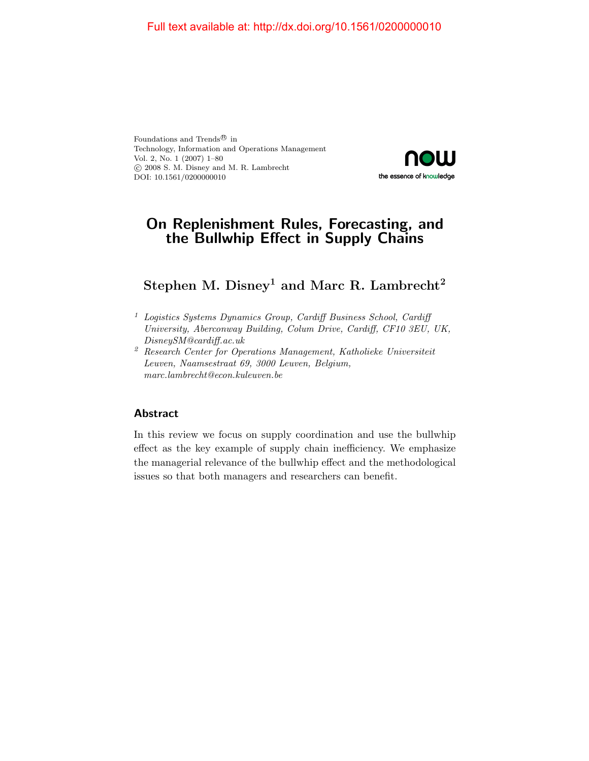Full text available at: http://dx.doi.org/10.1561/0200000010

Foundations and Trends® in
Technology, Information and Operations Management
Vol. 2, No. 1 (2007) 1–80
© 2008 S. M. Disney and M. R. Lambrecht
DOI: 10.1561/0200000010

# On Replenishment Rules, Forecasting, and the Bullwhip Effect in Supply Chains

## Stephen M. Disney[1] and Marc R. Lambrecht[2]

[1] *Logistics Systems Dynamics Group, Cardiff Business School, Cardiff University, Aberconway Building, Colum Drive, Cardiff, CF10 3EU, UK, DisneySM@cardiff.ac.uk*

[2] *Research Center for Operations Management, Katholieke Universiteit Leuven, Naamsestraat 69, 3000 Leuven, Belgium, marc.lambrecht@econ.kuleuven.be*

## Abstract

In this review we focus on supply coordination and use the bullwhip effect as the key example of supply chain inefficiency. We emphasize the managerial relevance of the bullwhip effect and the methodological issues so that both managers and researchers can benefit.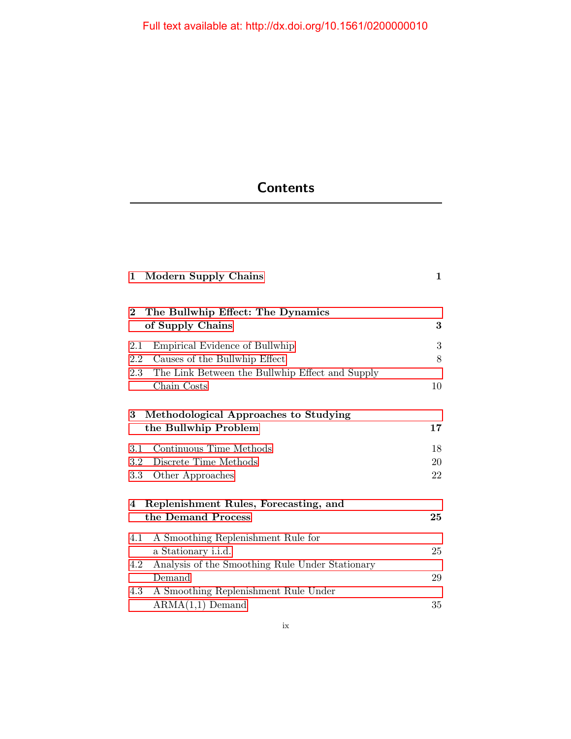# Contents

**1 Modern Supply Chains** **1**

**2 The Bullwhip Effect: The Dynamics of Supply Chains** **3**

2.1 Empirical Evidence of Bullwhip 3

2.2 Causes of the Bullwhip Effect 8

2.3 The Link Between the Bullwhip Effect and Supply Chain Costs 10

**3 Methodological Approaches to Studying the Bullwhip Problem** **17**

3.1 Continuous Time Methods 18

3.2 Discrete Time Methods 20

3.3 Other Approaches 22

**4 Replenishment Rules, Forecasting, and the Demand Process** **25**

4.1 A Smoothing Replenishment Rule for a Stationary i.i.d. 25

4.2 Analysis of the Smoothing Rule Under Stationary Demand 29

4.3 A Smoothing Replenishment Rule Under ARMA(1,1) Demand 35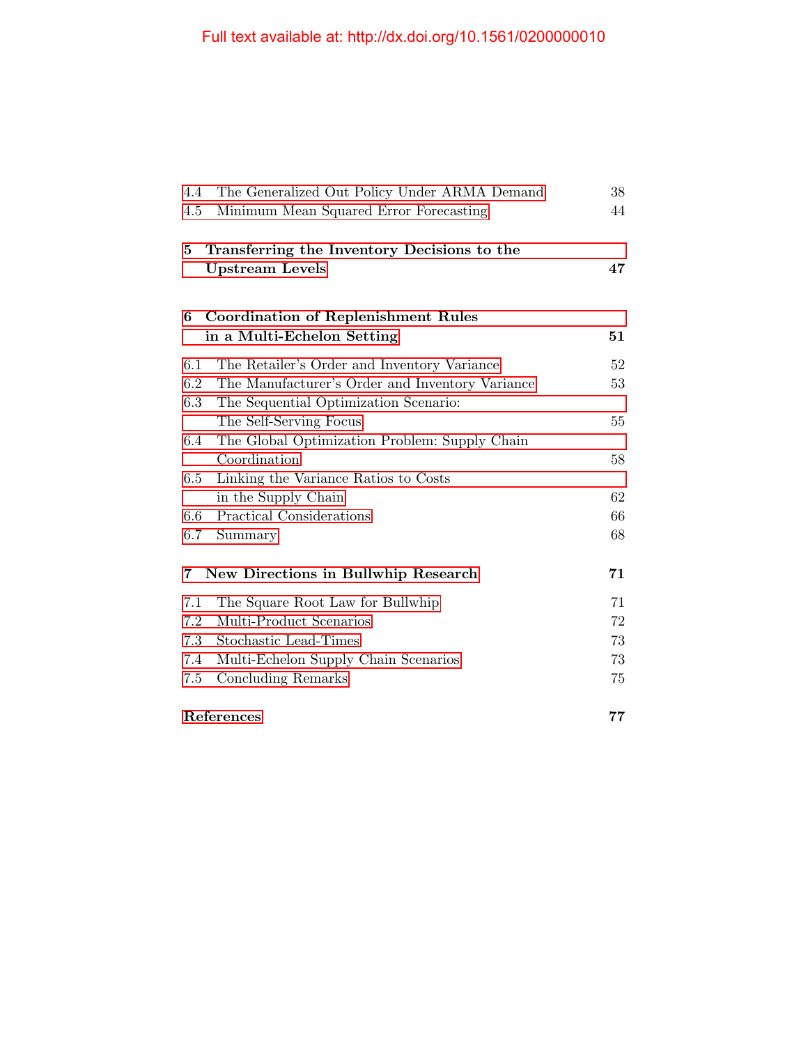| | | |
|---|---|---|
| 4.4 | The Generalized Out Policy Under ARMA Demand | 38 |
| 4.5 | Minimum Mean Squared Error Forecasting | 44 |

**5 Transferring the Inventory Decisions to the Upstream Levels** **47**

**6 Coordination of Replenishment Rules in a Multi-Echelon Setting** **51**

| | | |
|---|---|---|
| 6.1 | The Retailer's Order and Inventory Variance | 52 |
| 6.2 | The Manufacturer's Order and Inventory Variance | 53 |
| 6.3 | The Sequential Optimization Scenario: The Self-Serving Focus | 55 |
| 6.4 | The Global Optimization Problem: Supply Chain Coordination | 58 |
| 6.5 | Linking the Variance Ratios to Costs in the Supply Chain | 62 |
| 6.6 | Practical Considerations | 66 |
| 6.7 | Summary | 68 |

**7 New Directions in Bullwhip Research** **71**

| | | |
|---|---|---|
| 7.1 | The Square Root Law for Bullwhip | 71 |
| 7.2 | Multi-Product Scenarios | 72 |
| 7.3 | Stochastic Lead-Times | 73 |
| 7.4 | Multi-Echelon Supply Chain Scenarios | 73 |
| 7.5 | Concluding Remarks | 75 |

**References** **77**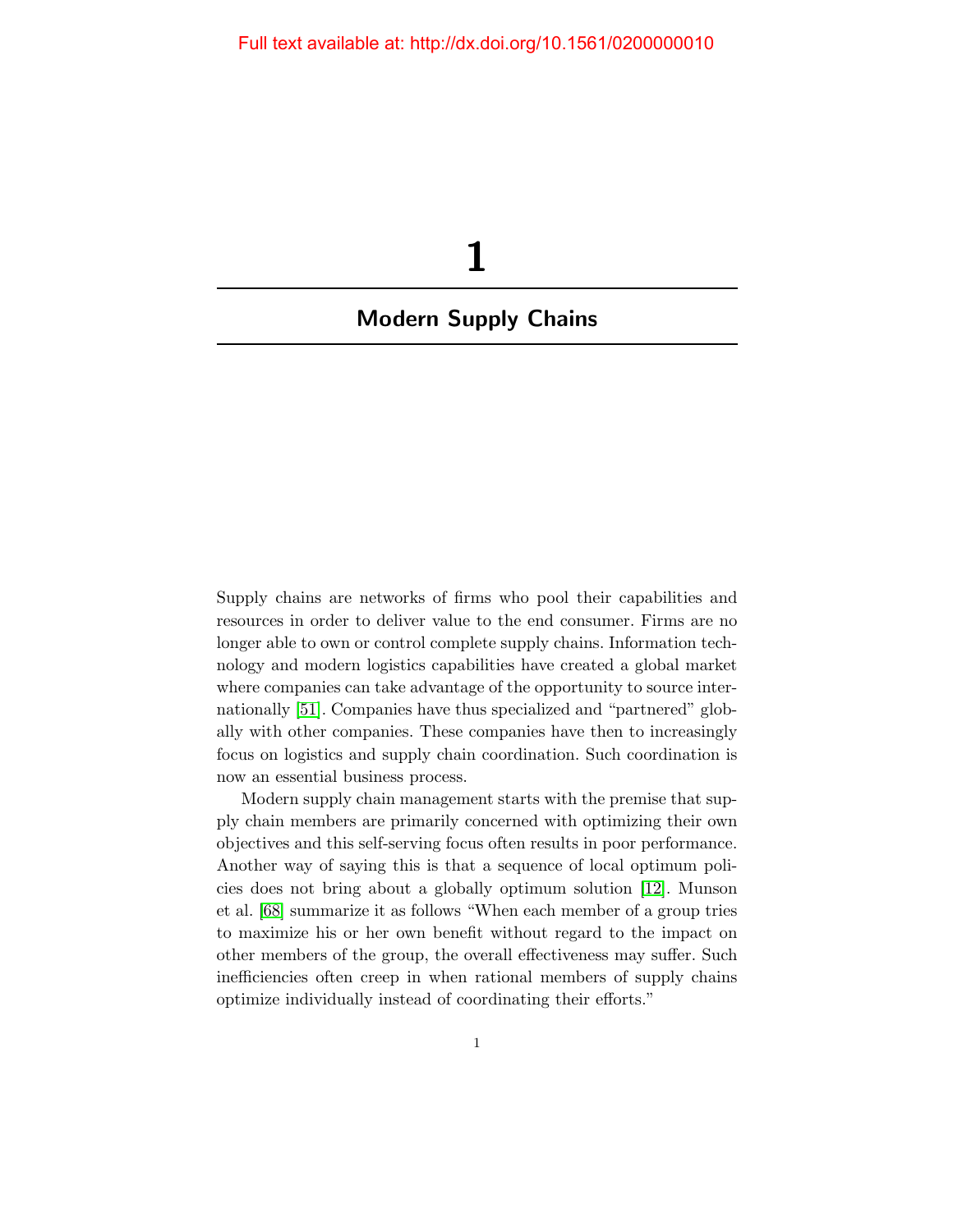# 1

## Modern Supply Chains

Supply chains are networks of firms who pool their capabilities and resources in order to deliver value to the end consumer. Firms are no longer able to own or control complete supply chains. Information technology and modern logistics capabilities have created a global market where companies can take advantage of the opportunity to source internationally [51]. Companies have thus specialized and "partnered" globally with other companies. These companies have then to increasingly focus on logistics and supply chain coordination. Such coordination is now an essential business process.

Modern supply chain management starts with the premise that supply chain members are primarily concerned with optimizing their own objectives and this self-serving focus often results in poor performance. Another way of saying this is that a sequence of local optimum policies does not bring about a globally optimum solution [12]. Munson et al. [68] summarize it as follows "When each member of a group tries to maximize his or her own benefit without regard to the impact on other members of the group, the overall effectiveness may suffer. Such inefficiencies often creep in when rational members of supply chains optimize individually instead of coordinating their efforts."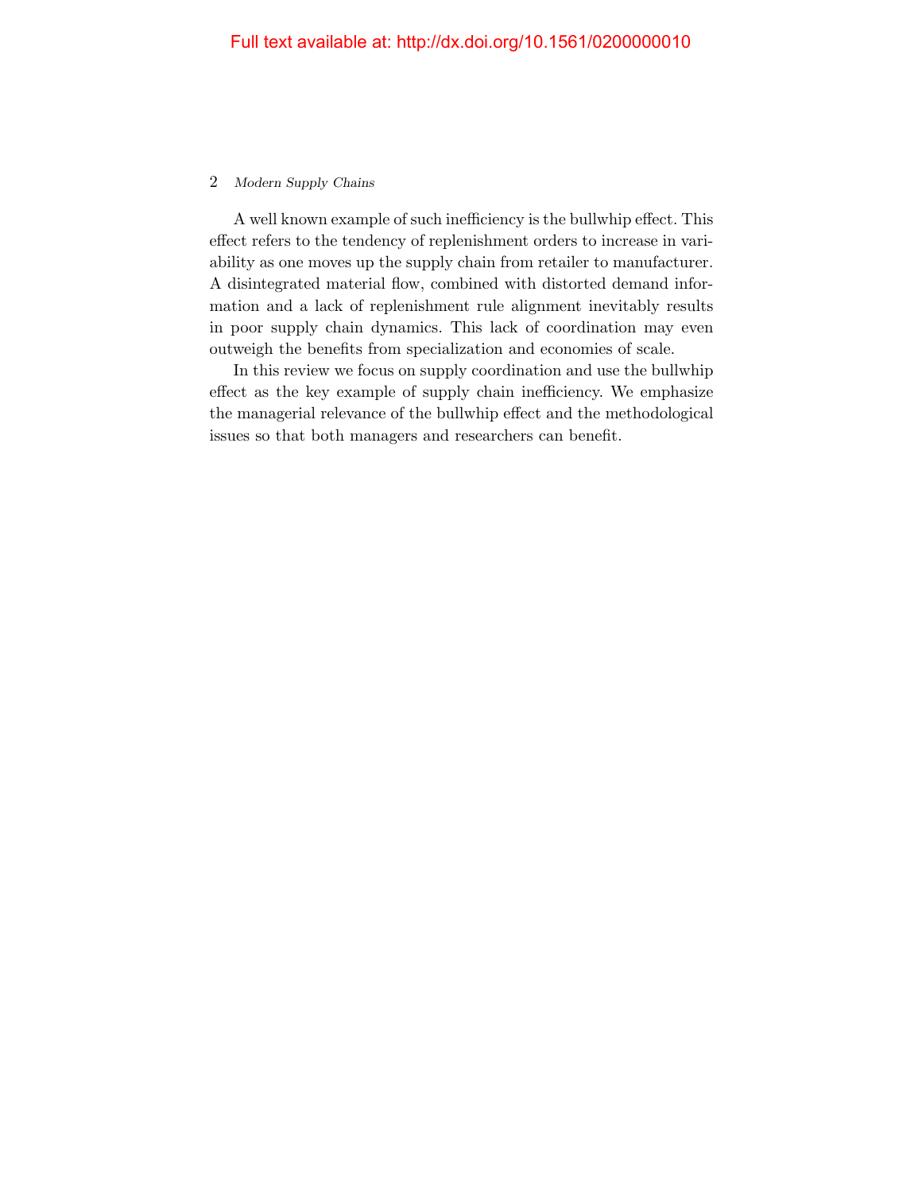A well known example of such inefficiency is the bullwhip effect. This effect refers to the tendency of replenishment orders to increase in variability as one moves up the supply chain from retailer to manufacturer. A disintegrated material flow, combined with distorted demand information and a lack of replenishment rule alignment inevitably results in poor supply chain dynamics. This lack of coordination may even outweigh the benefits from specialization and economies of scale.

In this review we focus on supply coordination and use the bullwhip effect as the key example of supply chain inefficiency. We emphasize the managerial relevance of the bullwhip effect and the methodological issues so that both managers and researchers can benefit.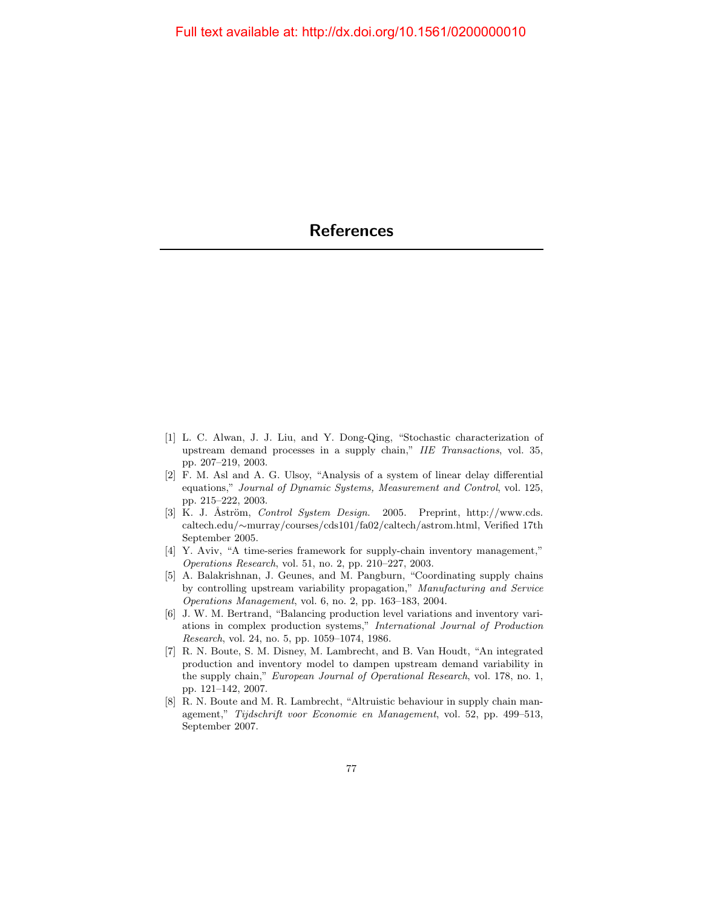# References

[1] L. C. Alwan, J. J. Liu, and Y. Dong-Qing, "Stochastic characterization of upstream demand processes in a supply chain," *IIE Transactions*, vol. 35, pp. 207–219, 2003.

[2] F. M. Asl and A. G. Ulsoy, "Analysis of a system of linear delay differential equations," *Journal of Dynamic Systems, Measurement and Control*, vol. 125, pp. 215–222, 2003.

[3] K. J. Åström, *Control System Design.* 2005. Preprint, http://www.cds.caltech.edu/∼murray/courses/cds101/fa02/caltech/astrom.html, Verified 17th September 2005.

[4] Y. Aviv, "A time-series framework for supply-chain inventory management," *Operations Research*, vol. 51, no. 2, pp. 210–227, 2003.

[5] A. Balakrishnan, J. Geunes, and M. Pangburn, "Coordinating supply chains by controlling upstream variability propagation," *Manufacturing and Service Operations Management*, vol. 6, no. 2, pp. 163–183, 2004.

[6] J. W. M. Bertrand, "Balancing production level variations and inventory variations in complex production systems," *International Journal of Production Research*, vol. 24, no. 5, pp. 1059–1074, 1986.

[7] R. N. Boute, S. M. Disney, M. Lambrecht, and B. Van Houdt, "An integrated production and inventory model to dampen upstream demand variability in the supply chain," *European Journal of Operational Research*, vol. 178, no. 1, pp. 121–142, 2007.

[8] R. N. Boute and M. R. Lambrecht, "Altruistic behaviour in supply chain management," *Tijdschrift voor Economie en Management*, vol. 52, pp. 499–513, September 2007.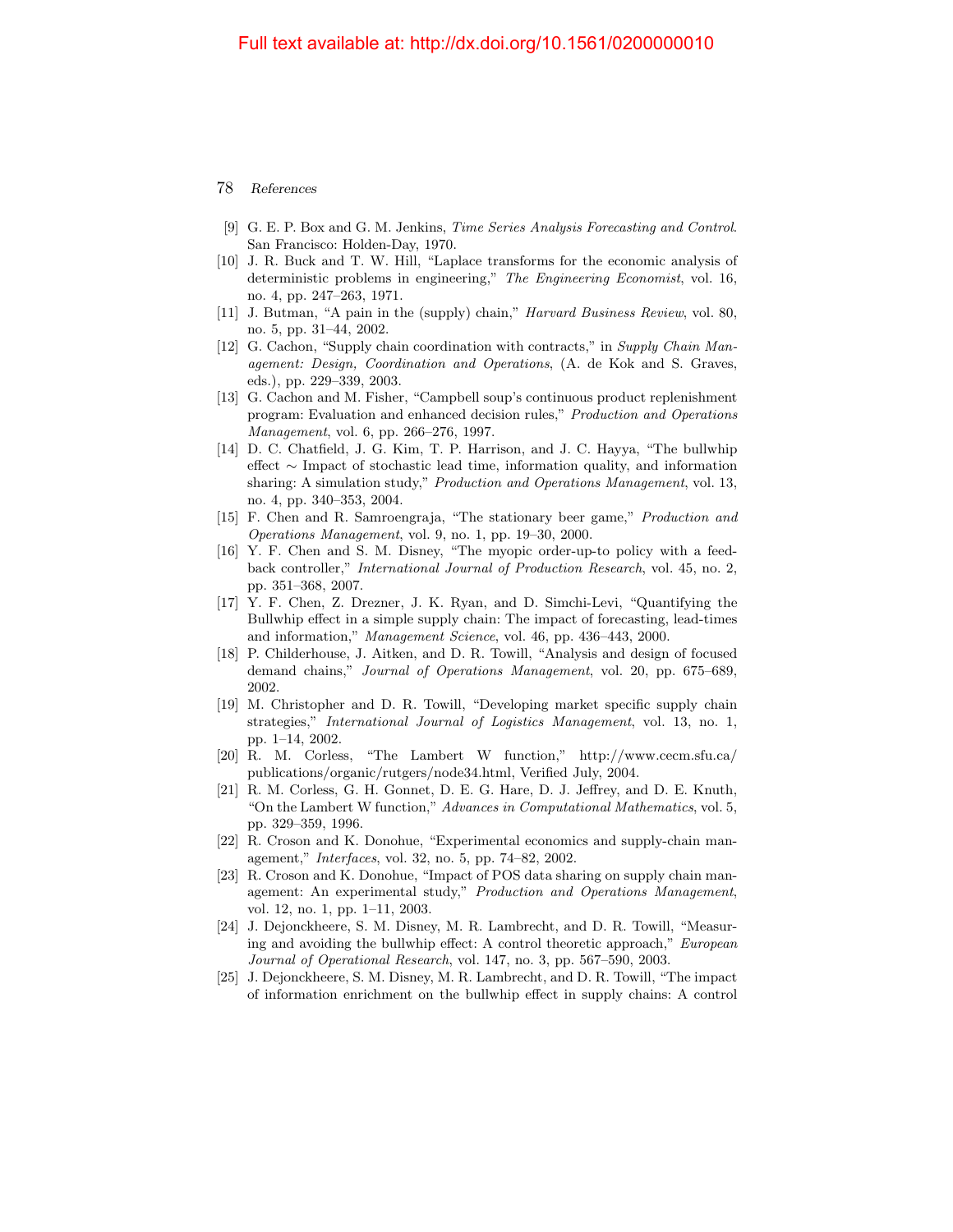- [9] G. E. P. Box and G. M. Jenkins, *Time Series Analysis Forecasting and Control*. San Francisco: Holden-Day, 1970.
- [10] J. R. Buck and T. W. Hill, "Laplace transforms for the economic analysis of deterministic problems in engineering," *The Engineering Economist*, vol. 16, no. 4, pp. 247–263, 1971.
- [11] J. Butman, "A pain in the (supply) chain," *Harvard Business Review*, vol. 80, no. 5, pp. 31–44, 2002.
- [12] G. Cachon, "Supply chain coordination with contracts," in *Supply Chain Management: Design, Coordination and Operations*, (A. de Kok and S. Graves, eds.), pp. 229–339, 2003.
- [13] G. Cachon and M. Fisher, "Campbell soup's continuous product replenishment program: Evaluation and enhanced decision rules," *Production and Operations Management*, vol. 6, pp. 266–276, 1997.
- [14] D. C. Chatfield, J. G. Kim, T. P. Harrison, and J. C. Hayya, "The bullwhip effect ∼ Impact of stochastic lead time, information quality, and information sharing: A simulation study," *Production and Operations Management*, vol. 13, no. 4, pp. 340–353, 2004.
- [15] F. Chen and R. Samroengraja, "The stationary beer game," *Production and Operations Management*, vol. 9, no. 1, pp. 19–30, 2000.
- [16] Y. F. Chen and S. M. Disney, "The myopic order-up-to policy with a feedback controller," *International Journal of Production Research*, vol. 45, no. 2, pp. 351–368, 2007.
- [17] Y. F. Chen, Z. Drezner, J. K. Ryan, and D. Simchi-Levi, "Quantifying the Bullwhip effect in a simple supply chain: The impact of forecasting, lead-times and information," *Management Science*, vol. 46, pp. 436–443, 2000.
- [18] P. Childerhouse, J. Aitken, and D. R. Towill, "Analysis and design of focused demand chains," *Journal of Operations Management*, vol. 20, pp. 675–689, 2002.
- [19] M. Christopher and D. R. Towill, "Developing market specific supply chain strategies," *International Journal of Logistics Management*, vol. 13, no. 1, pp. 1–14, 2002.
- [20] R. M. Corless, "The Lambert W function," http://www.cecm.sfu.ca/publications/organic/rutgers/node34.html, Verified July, 2004.
- [21] R. M. Corless, G. H. Gonnet, D. E. G. Hare, D. J. Jeffrey, and D. E. Knuth, "On the Lambert W function," *Advances in Computational Mathematics*, vol. 5, pp. 329–359, 1996.
- [22] R. Croson and K. Donohue, "Experimental economics and supply-chain management," *Interfaces*, vol. 32, no. 5, pp. 74–82, 2002.
- [23] R. Croson and K. Donohue, "Impact of POS data sharing on supply chain management: An experimental study," *Production and Operations Management*, vol. 12, no. 1, pp. 1–11, 2003.
- [24] J. Dejonckheere, S. M. Disney, M. R. Lambrecht, and D. R. Towill, "Measuring and avoiding the bullwhip effect: A control theoretic approach," *European Journal of Operational Research*, vol. 147, no. 3, pp. 567–590, 2003.
- [25] J. Dejonckheere, S. M. Disney, M. R. Lambrecht, and D. R. Towill, "The impact of information enrichment on the bullwhip effect in supply chains: A control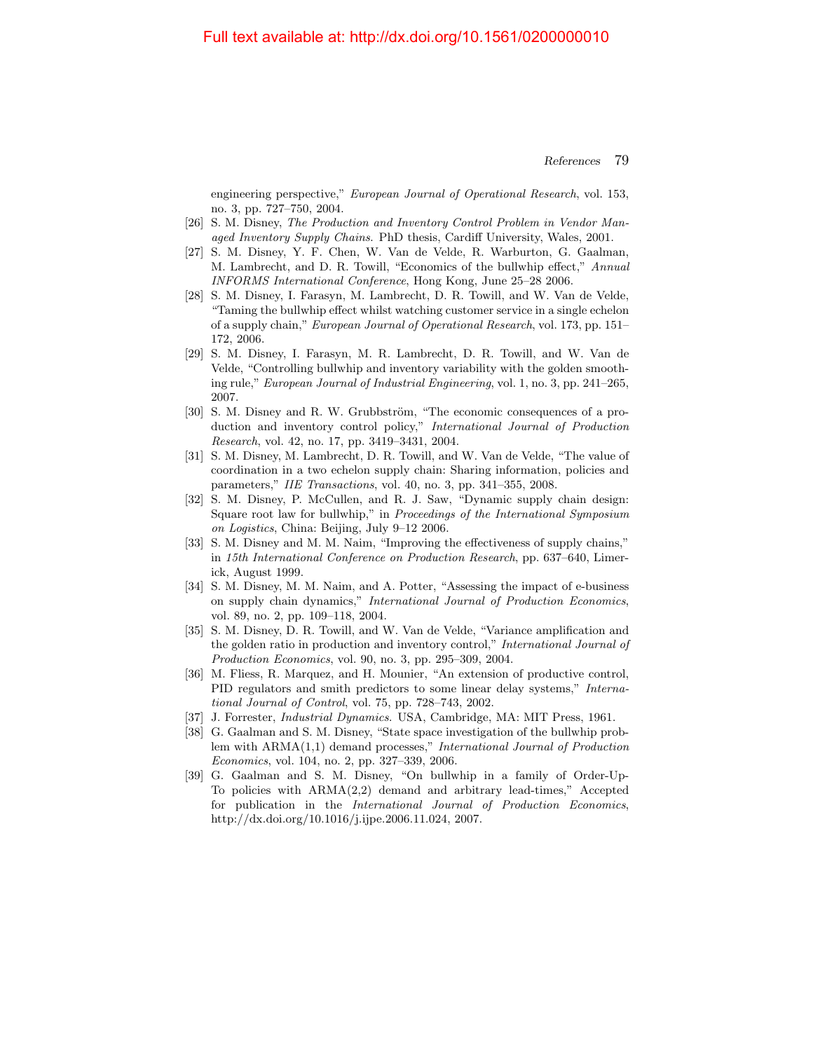engineering perspective," *European Journal of Operational Research*, vol. 153, no. 3, pp. 727–750, 2004.

[26] S. M. Disney, *The Production and Inventory Control Problem in Vendor Managed Inventory Supply Chains*. PhD thesis, Cardiff University, Wales, 2001.

[27] S. M. Disney, Y. F. Chen, W. Van de Velde, R. Warburton, G. Gaalman, M. Lambrecht, and D. R. Towill, "Economics of the bullwhip effect," *Annual INFORMS International Conference*, Hong Kong, June 25–28 2006.

[28] S. M. Disney, I. Farasyn, M. Lambrecht, D. R. Towill, and W. Van de Velde, "Taming the bullwhip effect whilst watching customer service in a single echelon of a supply chain," *European Journal of Operational Research*, vol. 173, pp. 151–172, 2006.

[29] S. M. Disney, I. Farasyn, M. R. Lambrecht, D. R. Towill, and W. Van de Velde, "Controlling bullwhip and inventory variability with the golden smoothing rule," *European Journal of Industrial Engineering*, vol. 1, no. 3, pp. 241–265, 2007.

[30] S. M. Disney and R. W. Grubbström, "The economic consequences of a production and inventory control policy," *International Journal of Production Research*, vol. 42, no. 17, pp. 3419–3431, 2004.

[31] S. M. Disney, M. Lambrecht, D. R. Towill, and W. Van de Velde, "The value of coordination in a two echelon supply chain: Sharing information, policies and parameters," *IIE Transactions*, vol. 40, no. 3, pp. 341–355, 2008.

[32] S. M. Disney, P. McCullen, and R. J. Saw, "Dynamic supply chain design: Square root law for bullwhip," in *Proceedings of the International Symposium on Logistics*, China: Beijing, July 9–12 2006.

[33] S. M. Disney and M. M. Naim, "Improving the effectiveness of supply chains," in *15th International Conference on Production Research*, pp. 637–640, Limerick, August 1999.

[34] S. M. Disney, M. M. Naim, and A. Potter, "Assessing the impact of e-business on supply chain dynamics," *International Journal of Production Economics*, vol. 89, no. 2, pp. 109–118, 2004.

[35] S. M. Disney, D. R. Towill, and W. Van de Velde, "Variance amplification and the golden ratio in production and inventory control," *International Journal of Production Economics*, vol. 90, no. 3, pp. 295–309, 2004.

[36] M. Fliess, R. Marquez, and H. Mounier, "An extension of productive control, PID regulators and smith predictors to some linear delay systems," *International Journal of Control*, vol. 75, pp. 728–743, 2002.

[37] J. Forrester, *Industrial Dynamics*. USA, Cambridge, MA: MIT Press, 1961.

[38] G. Gaalman and S. M. Disney, "State space investigation of the bullwhip problem with ARMA(1,1) demand processes," *International Journal of Production Economics*, vol. 104, no. 2, pp. 327–339, 2006.

[39] G. Gaalman and S. M. Disney, "On bullwhip in a family of Order-Up-To policies with ARMA(2,2) demand and arbitrary lead-times," Accepted for publication in the *International Journal of Production Economics*, http://dx.doi.org/10.1016/j.ijpe.2006.11.024, 2007.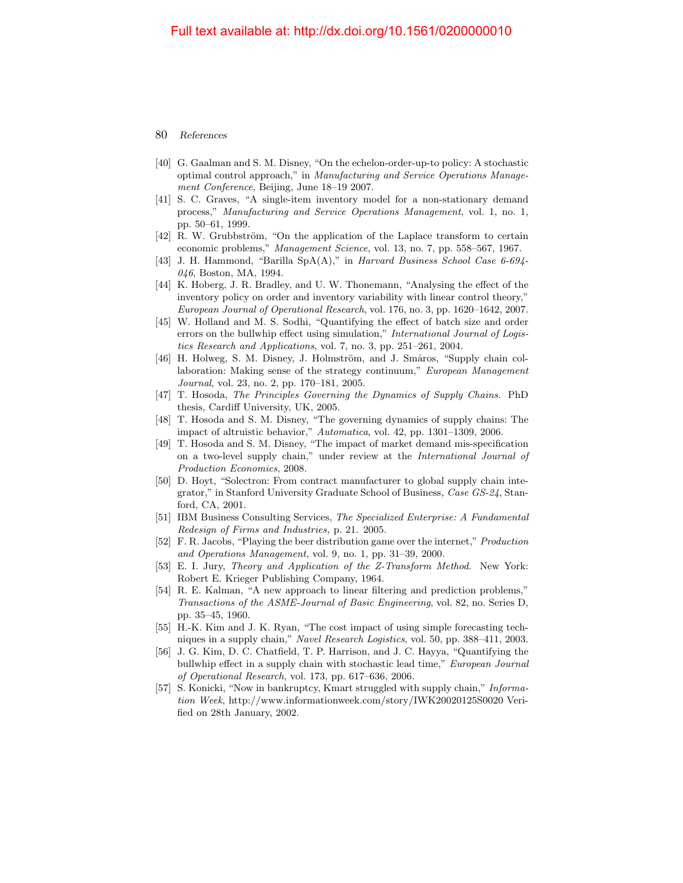- [40] G. Gaalman and S. M. Disney, "On the echelon-order-up-to policy: A stochastic optimal control approach," in *Manufacturing and Service Operations Management Conference*, Beijing, June 18–19 2007.
- [41] S. C. Graves, "A single-item inventory model for a non-stationary demand process," *Manufacturing and Service Operations Management*, vol. 1, no. 1, pp. 50–61, 1999.
- [42] R. W. Grubbström, "On the application of the Laplace transform to certain economic problems," *Management Science*, vol. 13, no. 7, pp. 558–567, 1967.
- [43] J. H. Hammond, "Barilla SpA(A)," in *Harvard Business School Case 6-694-046*, Boston, MA, 1994.
- [44] K. Hoberg, J. R. Bradley, and U. W. Thonemann, "Analysing the effect of the inventory policy on order and inventory variability with linear control theory," *European Journal of Operational Research*, vol. 176, no. 3, pp. 1620–1642, 2007.
- [45] W. Holland and M. S. Sodhi, "Quantifying the effect of batch size and order errors on the bullwhip effect using simulation," *International Journal of Logistics Research and Applications*, vol. 7, no. 3, pp. 251–261, 2004.
- [46] H. Holweg, S. M. Disney, J. Holmström, and J. Småros, "Supply chain collaboration: Making sense of the strategy continuum," *European Management Journal*, vol. 23, no. 2, pp. 170–181, 2005.
- [47] T. Hosoda, *The Principles Governing the Dynamics of Supply Chains*. PhD thesis, Cardiff University, UK, 2005.
- [48] T. Hosoda and S. M. Disney, "The governing dynamics of supply chains: The impact of altruistic behavior," *Automatica*, vol. 42, pp. 1301–1309, 2006.
- [49] T. Hosoda and S. M. Disney, "The impact of market demand mis-specification on a two-level supply chain," under review at the *International Journal of Production Economics*, 2008.
- [50] D. Hoyt, "Solectron: From contract manufacturer to global supply chain integrator," in Stanford University Graduate School of Business*, Case GS-24*, Stanford, CA, 2001.
- [51] IBM Business Consulting Services, *The Specialized Enterprise: A Fundamental Redesign of Firms and Industries,* p. 21. 2005.
- [52] F. R. Jacobs, "Playing the beer distribution game over the internet," *Production and Operations Management*, vol. 9, no. 1, pp. 31–39, 2000.
- [53] E. I. Jury, *Theory and Application of the Z-Transform Method*. New York: Robert E. Krieger Publishing Company, 1964.
- [54] R. E. Kalman, "A new approach to linear filtering and prediction problems," *Transactions of the ASME-Journal of Basic Engineering*, vol. 82, no. Series D, pp. 35–45, 1960.
- [55] H.-K. Kim and J. K. Ryan, "The cost impact of using simple forecasting techniques in a supply chain," *Navel Research Logistics*, vol. 50, pp. 388–411, 2003.
- [56] J. G. Kim, D. C. Chatfield, T. P. Harrison, and J. C. Hayya, "Quantifying the bullwhip effect in a supply chain with stochastic lead time," *European Journal of Operational Research*, vol. 173, pp. 617–636, 2006.
- [57] S. Konicki, "Now in bankruptcy, Kmart struggled with supply chain," *Information Week*, http://www.informationweek.com/story/IWK20020125S0020 Verified on 28th January, 2002.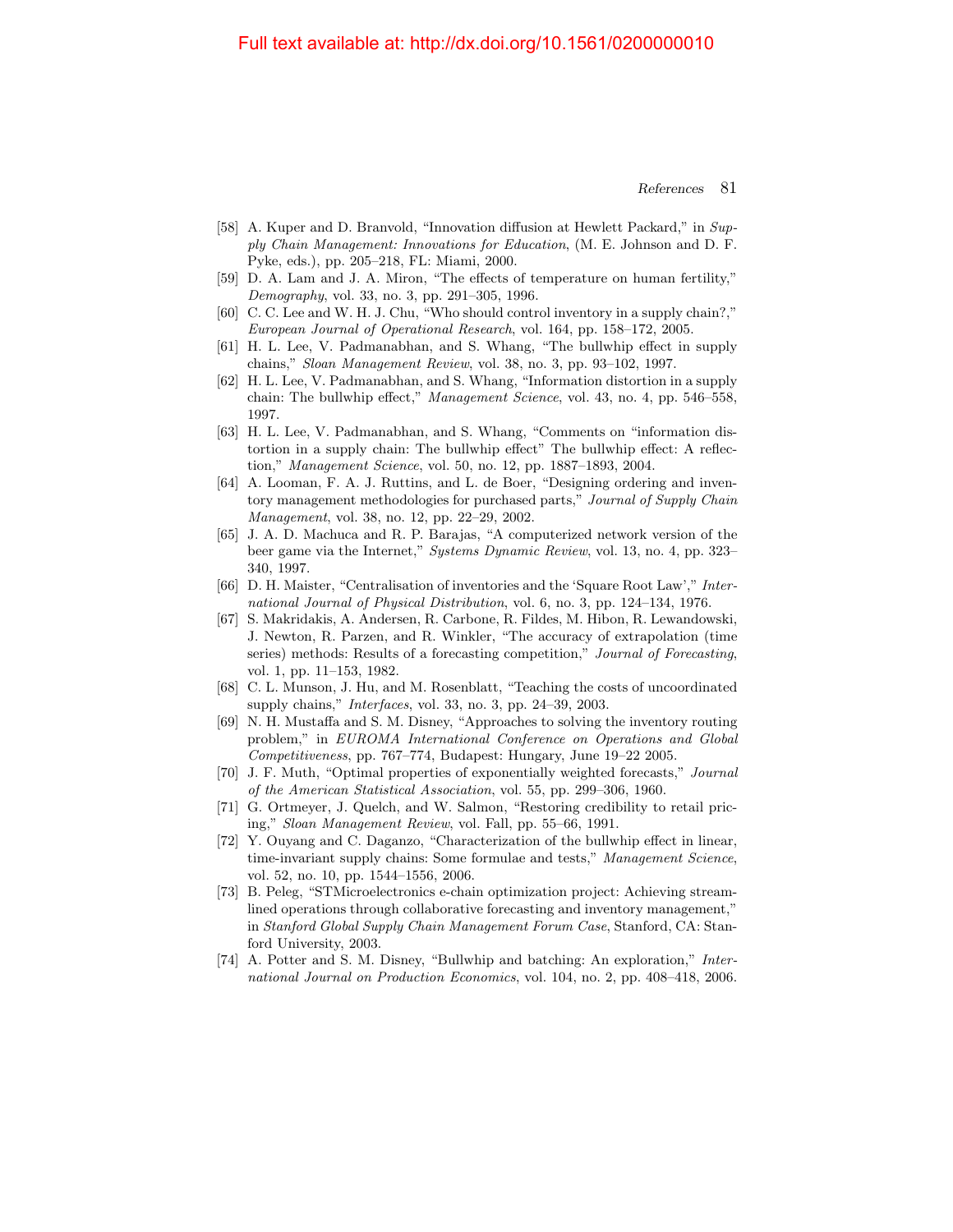[58] A. Kuper and D. Branvold, "Innovation diffusion at Hewlett Packard," in *Supply Chain Management: Innovations for Education*, (M. E. Johnson and D. F. Pyke, eds.), pp. 205–218, FL: Miami, 2000.

[59] D. A. Lam and J. A. Miron, "The effects of temperature on human fertility," *Demography*, vol. 33, no. 3, pp. 291–305, 1996.

[60] C. C. Lee and W. H. J. Chu, "Who should control inventory in a supply chain?," *European Journal of Operational Research*, vol. 164, pp. 158–172, 2005.

[61] H. L. Lee, V. Padmanabhan, and S. Whang, "The bullwhip effect in supply chains," *Sloan Management Review*, vol. 38, no. 3, pp. 93–102, 1997.

[62] H. L. Lee, V. Padmanabhan, and S. Whang, "Information distortion in a supply chain: The bullwhip effect," *Management Science*, vol. 43, no. 4, pp. 546–558, 1997.

[63] H. L. Lee, V. Padmanabhan, and S. Whang, "Comments on "information distortion in a supply chain: The bullwhip effect" The bullwhip effect: A reflection," *Management Science*, vol. 50, no. 12, pp. 1887–1893, 2004.

[64] A. Looman, F. A. J. Ruttins, and L. de Boer, "Designing ordering and inventory management methodologies for purchased parts," *Journal of Supply Chain Management*, vol. 38, no. 12, pp. 22–29, 2002.

[65] J. A. D. Machuca and R. P. Barajas, "A computerized network version of the beer game via the Internet," *Systems Dynamic Review*, vol. 13, no. 4, pp. 323–340, 1997.

[66] D. H. Maister, "Centralisation of inventories and the 'Square Root Law'," *International Journal of Physical Distribution*, vol. 6, no. 3, pp. 124–134, 1976.

[67] S. Makridakis, A. Andersen, R. Carbone, R. Fildes, M. Hibon, R. Lewandowski, J. Newton, R. Parzen, and R. Winkler, "The accuracy of extrapolation (time series) methods: Results of a forecasting competition," *Journal of Forecasting*, vol. 1, pp. 11–153, 1982.

[68] C. L. Munson, J. Hu, and M. Rosenblatt, "Teaching the costs of uncoordinated supply chains," *Interfaces*, vol. 33, no. 3, pp. 24–39, 2003.

[69] N. H. Mustaffa and S. M. Disney, "Approaches to solving the inventory routing problem," in *EUROMA International Conference on Operations and Global Competitiveness*, pp. 767–774, Budapest: Hungary, June 19–22 2005.

[70] J. F. Muth, "Optimal properties of exponentially weighted forecasts," *Journal of the American Statistical Association*, vol. 55, pp. 299–306, 1960.

[71] G. Ortmeyer, J. Quelch, and W. Salmon, "Restoring credibility to retail pricing," *Sloan Management Review*, vol. Fall, pp. 55–66, 1991.

[72] Y. Ouyang and C. Daganzo, "Characterization of the bullwhip effect in linear, time-invariant supply chains: Some formulae and tests," *Management Science*, vol. 52, no. 10, pp. 1544–1556, 2006.

[73] B. Peleg, "STMicroelectronics e-chain optimization project: Achieving streamlined operations through collaborative forecasting and inventory management," in *Stanford Global Supply Chain Management Forum Case*, Stanford, CA: Stanford University, 2003.

[74] A. Potter and S. M. Disney, "Bullwhip and batching: An exploration," *International Journal on Production Economics*, vol. 104, no. 2, pp. 408–418, 2006.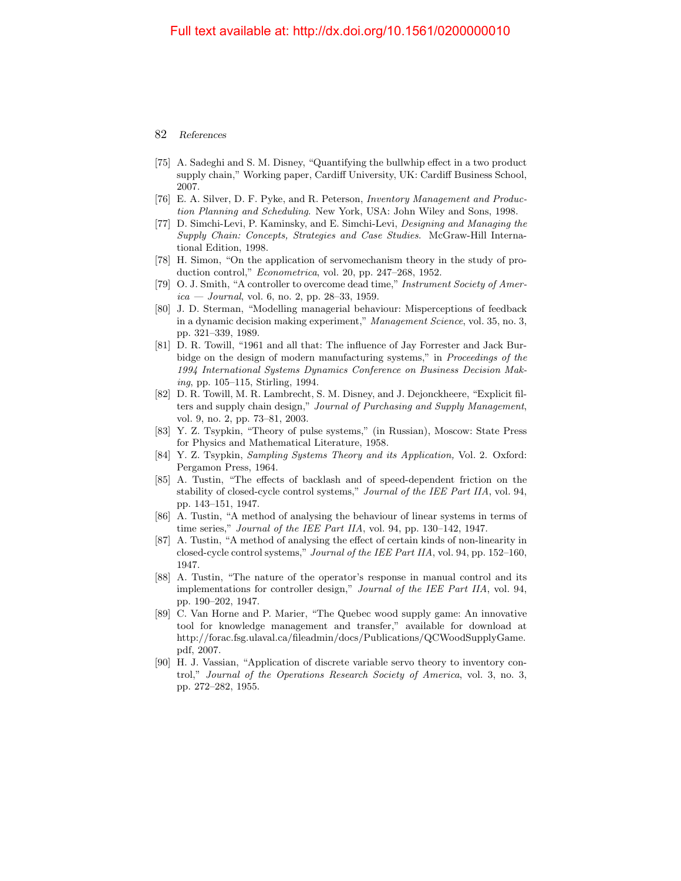[75] A. Sadeghi and S. M. Disney, "Quantifying the bullwhip effect in a two product supply chain," Working paper, Cardiff University, UK: Cardiff Business School, 2007.

[76] E. A. Silver, D. F. Pyke, and R. Peterson, *Inventory Management and Production Planning and Scheduling*. New York, USA: John Wiley and Sons, 1998.

[77] D. Simchi-Levi, P. Kaminsky, and E. Simchi-Levi, *Designing and Managing the Supply Chain: Concepts, Strategies and Case Studies*. McGraw-Hill International Edition, 1998.

[78] H. Simon, "On the application of servomechanism theory in the study of production control," *Econometrica*, vol. 20, pp. 247–268, 1952.

[79] O. J. Smith, "A controller to overcome dead time," *Instrument Society of America — Journal*, vol. 6, no. 2, pp. 28–33, 1959.

[80] J. D. Sterman, "Modelling managerial behaviour: Misperceptions of feedback in a dynamic decision making experiment," *Management Science*, vol. 35, no. 3, pp. 321–339, 1989.

[81] D. R. Towill, "1961 and all that: The influence of Jay Forrester and Jack Burbidge on the design of modern manufacturing systems," in *Proceedings of the 1994 International Systems Dynamics Conference on Business Decision Making*, pp. 105–115, Stirling, 1994.

[82] D. R. Towill, M. R. Lambrecht, S. M. Disney, and J. Dejonckheere, "Explicit filters and supply chain design," *Journal of Purchasing and Supply Management*, vol. 9, no. 2, pp. 73–81, 2003.

[83] Y. Z. Tsypkin, "Theory of pulse systems," (in Russian), Moscow: State Press for Physics and Mathematical Literature, 1958.

[84] Y. Z. Tsypkin, *Sampling Systems Theory and its Application,* Vol. 2. Oxford: Pergamon Press, 1964.

[85] A. Tustin, "The effects of backlash and of speed-dependent friction on the stability of closed-cycle control systems," *Journal of the IEE Part IIA*, vol. 94, pp. 143–151, 1947.

[86] A. Tustin, "A method of analysing the behaviour of linear systems in terms of time series," *Journal of the IEE Part IIA*, vol. 94, pp. 130–142, 1947.

[87] A. Tustin, "A method of analysing the effect of certain kinds of non-linearity in closed-cycle control systems," *Journal of the IEE Part IIA*, vol. 94, pp. 152–160, 1947.

[88] A. Tustin, "The nature of the operator's response in manual control and its implementations for controller design," *Journal of the IEE Part IIA*, vol. 94, pp. 190–202, 1947.

[89] C. Van Horne and P. Marier, "The Quebec wood supply game: An innovative tool for knowledge management and transfer," available for download at http://forac.fsg.ulaval.ca/fileadmin/docs/Publications/QCWoodSupplyGame.pdf, 2007.

[90] H. J. Vassian, "Application of discrete variable servo theory to inventory control," *Journal of the Operations Research Society of America*, vol. 3, no. 3, pp. 272–282, 1955.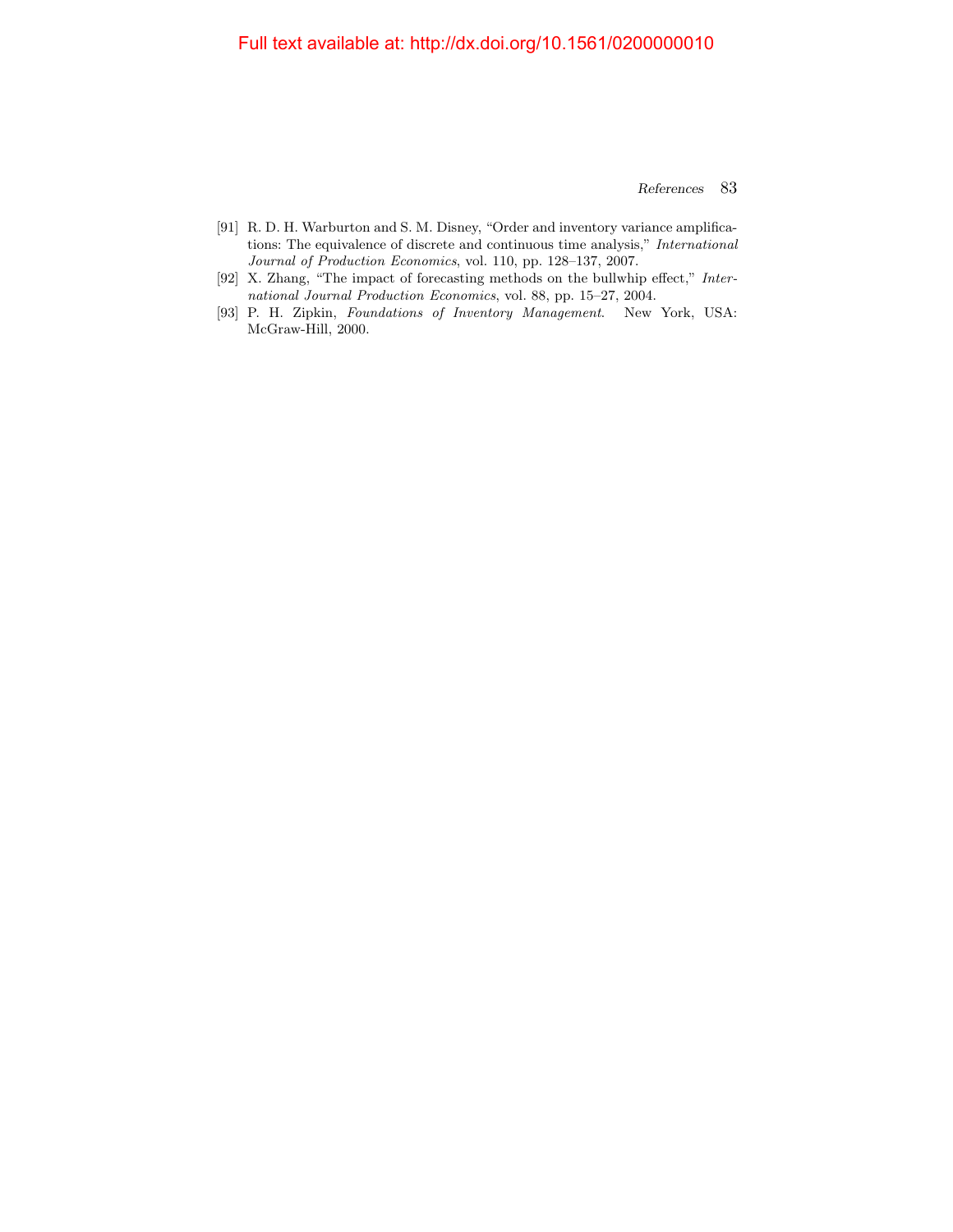[91] R. D. H. Warburton and S. M. Disney, "Order and inventory variance amplifications: The equivalence of discrete and continuous time analysis," *International Journal of Production Economics*, vol. 110, pp. 128–137, 2007.

[92] X. Zhang, "The impact of forecasting methods on the bullwhip effect," *International Journal Production Economics*, vol. 88, pp. 15–27, 2004.

[93] P. H. Zipkin, *Foundations of Inventory Management*. New York, USA: McGraw-Hill, 2000.